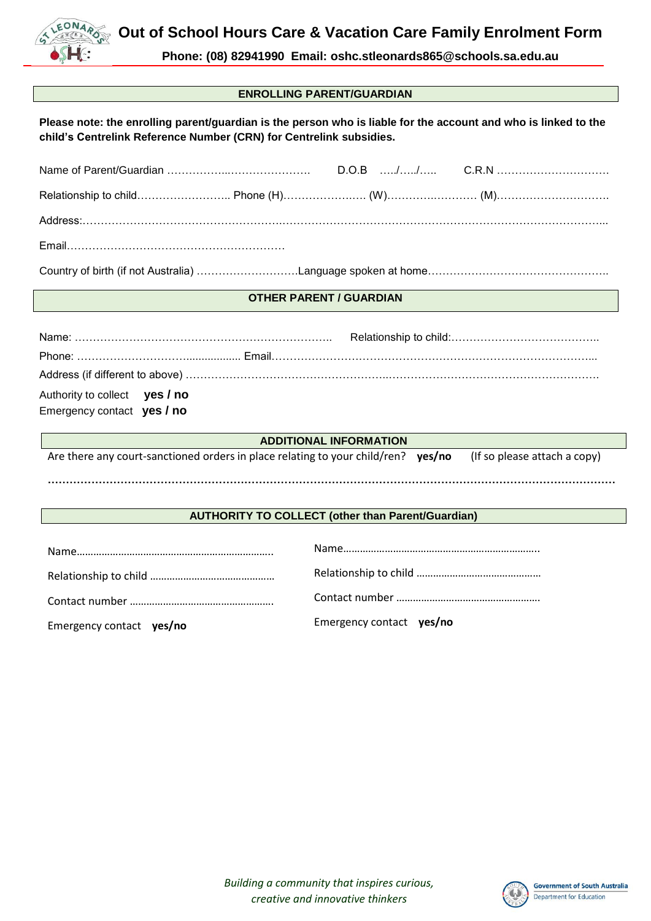# Out of School Hours Care & Vacation Care Family Enrolment Form

**Phone: (08) 82941990 Email: oshc.stleonards865@schools.sa.edu.au**

## ENROLLING PARENT/GUARDIAN

**Please note: the enrolling parent/guardian is the person who is liable for the account and who is linked to the child's Centrelink Reference Number (CRN) for Centrelink subsidies.**

Name of Parent/Guardian ……………..…………………. D.O.B …../…../….. C.R.N …………………………

Relationship to child…………………….. Phone (H)………………..… (W)………….………… (M)…………………………

Address:……………………………………………………………………………………………………………………...

Email……………………………………………………

Country of birth (if not Australia) ……………………….Language spoken at home…………………………………………..

## OTHER PARENT / GUARDIAN

Name: …………………………………………………………….. Relationship to child:…………………………………..

Phone: ……………………….................. Email……………………………………………………………………………..

Address (if different to above) ……………………………………………..……………………………………………….

Authority to collect **yes / no**

Emergency contact **yes / no**

## ADDITIONAL INFORMATION

Are there any court-sanctioned orders in place relating to your child/ren? **yes/no** (If so please attach a copy)

……………………………………………………………………………………………………………………………………

## AUTHORITY TO COLLECT (other than Parent/Guardian)

Name……………………………………………………………..

Relationship to child ………………………………………

Contact number …………………………………………….

Emergency contact **yes/no**

Name……………………………………………………………..

Relationship to child ………………………………………

Contact number …………………………………………….

Emergency contact **yes/no**

*Building a community that inspires curious, creative and innovative thinkers*

Government of South Australia
Department for Education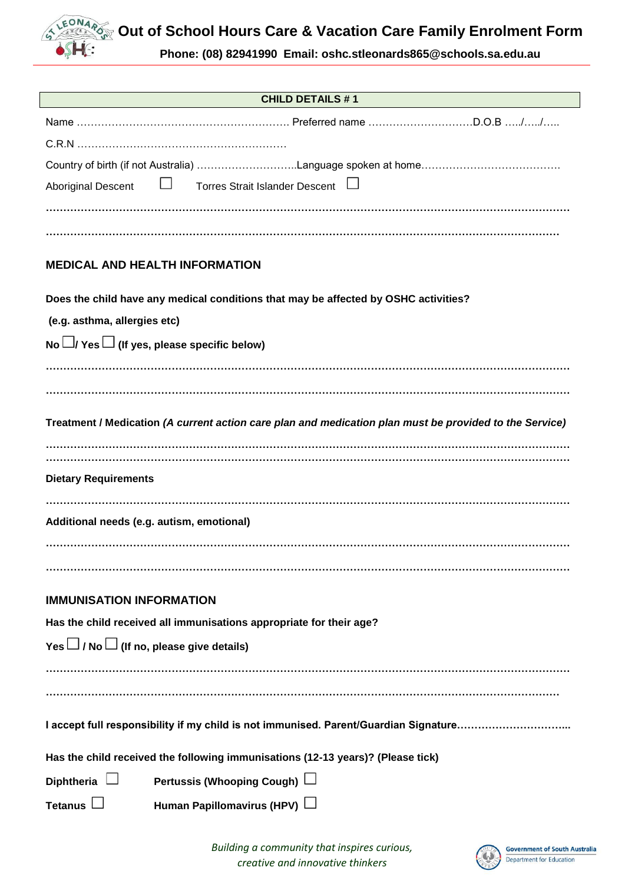# Out of School Hours Care & Vacation Care Family Enrolment Form

**Phone: (08) 82941990 Email: oshc.stleonards865@schools.sa.edu.au**

**CHILD DETAILS # 1**

Name ……………………………………………………. Preferred name ………………………….D.O.B …../…../…..

C.R.N ……………………………………………………

Country of birth (if not Australia) ………………………..Language spoken at home………………………………….

Aboriginal Descent ☐ Torres Strait Islander Descent ☐

……………………………………………………………………………………………………………………………

……………………………………………………………………………………………………………………………

## MEDICAL AND HEALTH INFORMATION

**Does the child have any medical conditions that may be affected by OSHC activities?**

**(e.g. asthma, allergies etc)**

**No ☐/ Yes ☐ (If yes, please specific below)**

……………………………………………………………………………………………………………………………

……………………………………………………………………………………………………………………………

**Treatment / Medication** ***(A current action care plan and medication plan must be provided to the Service)***

……………………………………………………………………………………………………………………………

……………………………………………………………………………………………………………………………

**Dietary Requirements**

……………………………………………………………………………………………………………………………

**Additional needs (e.g. autism, emotional)**

……………………………………………………………………………………………………………………………

……………………………………………………………………………………………………………………………

## IMMUNISATION INFORMATION

**Has the child received all immunisations appropriate for their age?**

**Yes ☐ / No ☐ (If no, please give details)**

……………………………………………………………………………………………………………………………

……………………………………………………………………………………………………………………………

**I accept full responsibility if my child is not immunised. Parent/Guardian Signature…………………………...**

**Has the child received the following immunisations (12-13 years)? (Please tick)**

**Diphtheria ☐ Pertussis (Whooping Cough) ☐**

**Tetanus ☐ Human Papillomavirus (HPV) ☐**

*Building a community that inspires curious, creative and innovative thinkers*

Government of South Australia Department for Education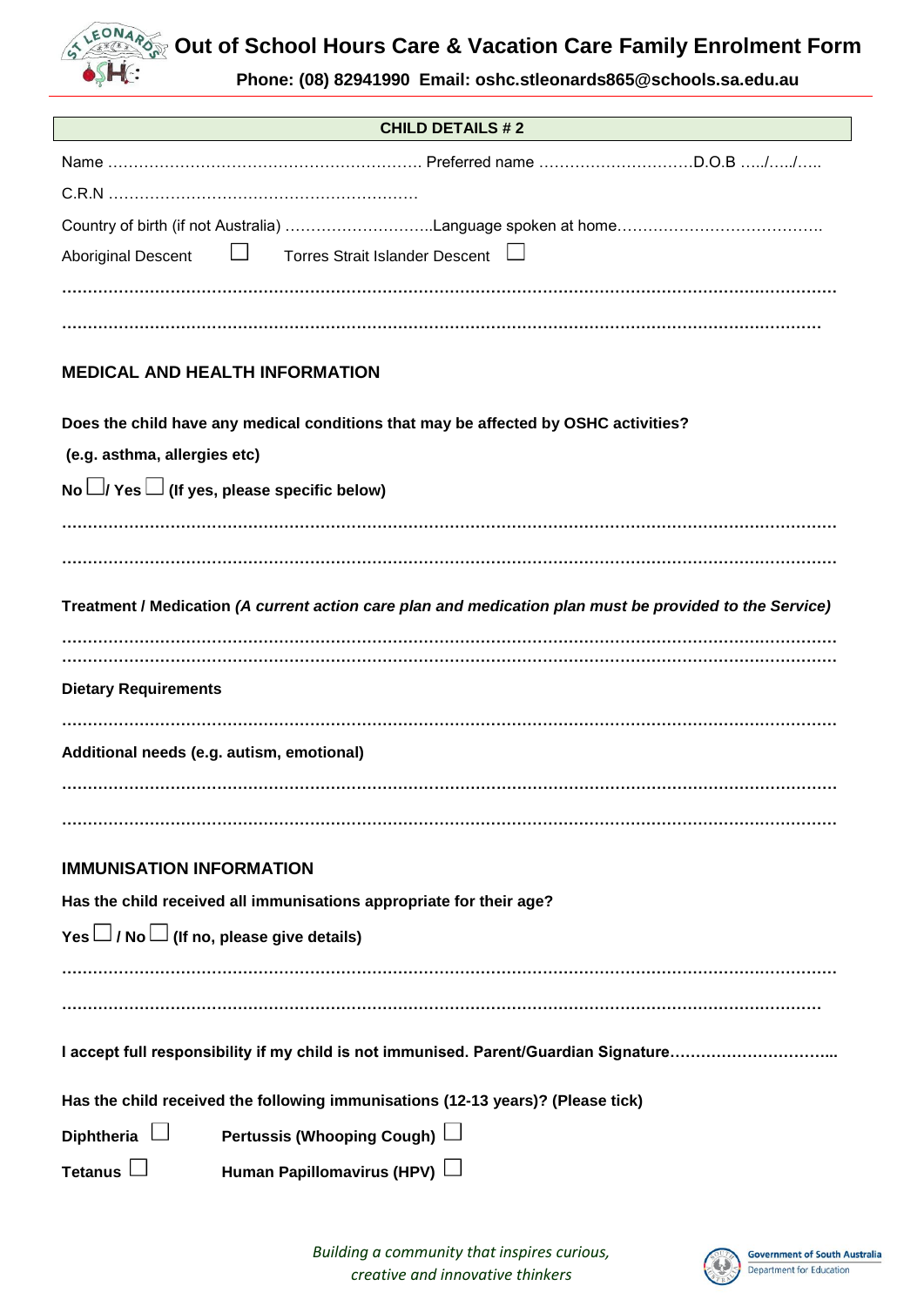# Out of School Hours Care & Vacation Care Family Enrolment Form

**Phone: (08) 82941990 Email: oshc.stleonards865@schools.sa.edu.au**

**CHILD DETAILS # 2**

Name …………………………………………………… Preferred name …………………………D.O.B …../…../…..

C.R.N ……………………………………………………

Country of birth (if not Australia) ………………………..Language spoken at home………………………………….

Aboriginal Descent ☐ Torres Strait Islander Descent ☐

…………………………………………………………………………………………………………………………

…………………………………………………………………………………………………………………………

## MEDICAL AND HEALTH INFORMATION

**Does the child have any medical conditions that may be affected by OSHC activities?**

**(e.g. asthma, allergies etc)**

**No ☐/ Yes ☐ (If yes, please specific below)**

…………………………………………………………………………………………………………………………

…………………………………………………………………………………………………………………………

**Treatment / Medication** ***(A current action care plan and medication plan must be provided to the Service)***

…………………………………………………………………………………………………………………………

…………………………………………………………………………………………………………………………

**Dietary Requirements**

…………………………………………………………………………………………………………………………

**Additional needs (e.g. autism, emotional)**

…………………………………………………………………………………………………………………………

…………………………………………………………………………………………………………………………

## IMMUNISATION INFORMATION

**Has the child received all immunisations appropriate for their age?**

**Yes ☐ / No ☐ (If no, please give details)**

…………………………………………………………………………………………………………………………

…………………………………………………………………………………………………………………………

**I accept full responsibility if my child is not immunised. Parent/Guardian Signature…………………………...**

**Has the child received the following immunisations (12-13 years)? (Please tick)**

**Diphtheria** ☐ **Pertussis (Whooping Cough)** ☐

**Tetanus** ☐ **Human Papillomavirus (HPV)** ☐

*Building a community that inspires curious, creative and innovative thinkers*

Government of South Australia
Department for Education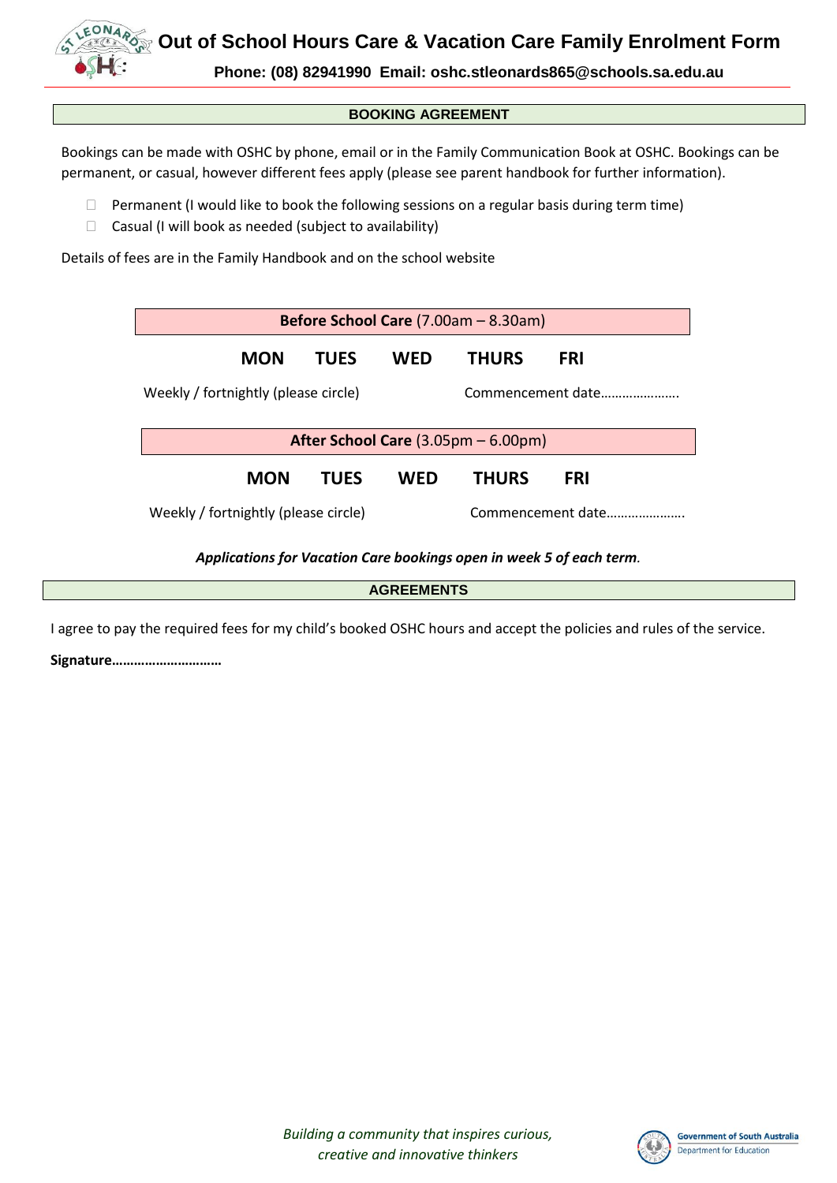# Out of School Hours Care & Vacation Care Family Enrolment Form

**Phone: (08) 82941990 Email: oshc.stleonards865@schools.sa.edu.au**

## BOOKING AGREEMENT

Bookings can be made with OSHC by phone, email or in the Family Communication Book at OSHC. Bookings can be permanent, or casual, however different fees apply (please see parent handbook for further information).

- ☐ Permanent (I would like to book the following sessions on a regular basis during term time)
- ☐ Casual (I will book as needed (subject to availability)

Details of fees are in the Family Handbook and on the school website

**Before School Care** (7.00am – 8.30am)

**MON TUES WED THURS FRI**

Weekly / fortnightly (please circle) Commencement date………………….

**After School Care** (3.05pm – 6.00pm)

**MON TUES WED THURS FRI**

Weekly / fortnightly (please circle) Commencement date………………….

***Applications for Vacation Care bookings open in week 5 of each term***.

## AGREEMENTS

I agree to pay the required fees for my child's booked OSHC hours and accept the policies and rules of the service.

**Signature…………………………**

*Building a community that inspires curious, creative and innovative thinkers*

Government of South Australia
Department for Education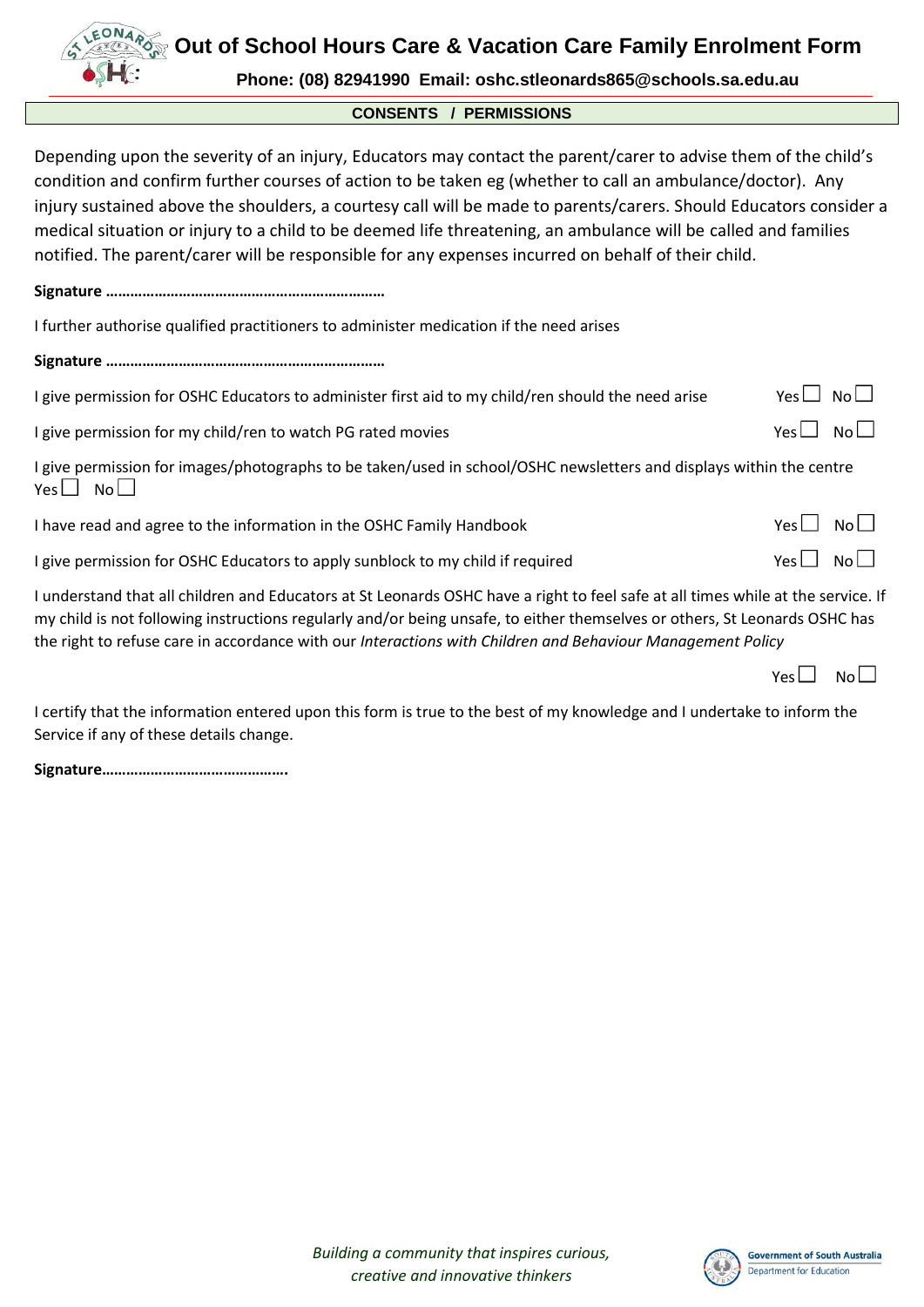# Out of School Hours Care & Vacation Care Family Enrolment Form

**Phone: (08) 82941990 Email: oshc.stleonards865@schools.sa.edu.au**

**CONSENTS / PERMISSIONS**

Depending upon the severity of an injury, Educators may contact the parent/carer to advise them of the child's condition and confirm further courses of action to be taken eg (whether to call an ambulance/doctor). Any injury sustained above the shoulders, a courtesy call will be made to parents/carers. Should Educators consider a medical situation or injury to a child to be deemed life threatening, an ambulance will be called and families notified. The parent/carer will be responsible for any expenses incurred on behalf of their child.

**Signature ………………………………………………………….**

I further authorise qualified practitioners to administer medication if the need arises

**Signature ………………………………………………………….**

I give permission for OSHC Educators to administer first aid to my child/ren should the need arise Yes☐ No☐

I give permission for my child/ren to watch PG rated movies Yes☐ No☐

I give permission for images/photographs to be taken/used in school/OSHC newsletters and displays within the centre Yes☐ No☐

I have read and agree to the information in the OSHC Family Handbook Yes☐ No☐

I give permission for OSHC Educators to apply sunblock to my child if required Yes☐ No☐

I understand that all children and Educators at St Leonards OSHC have a right to feel safe at all times while at the service. If my child is not following instructions regularly and/or being unsafe, to either themselves or others, St Leonards OSHC has the right to refuse care in accordance with our *Interactions with Children and Behaviour Management Policy*

Yes☐ No☐

I certify that the information entered upon this form is true to the best of my knowledge and I undertake to inform the Service if any of these details change.

**Signature…………………………………….**

*Building a community that inspires curious, creative and innovative thinkers*

Government of South Australia
Department for Education